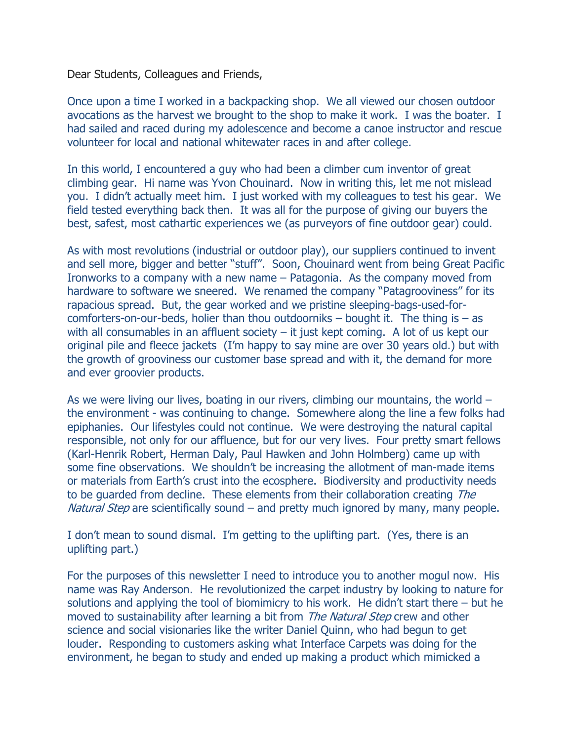Dear Students, Colleagues and Friends,

Once upon a time I worked in a backpacking shop. We all viewed our chosen outdoor avocations as the harvest we brought to the shop to make it work. I was the boater. I had sailed and raced during my adolescence and become a canoe instructor and rescue volunteer for local and national whitewater races in and after college.

In this world, I encountered a guy who had been a climber cum inventor of great climbing gear. Hi name was Yvon Chouinard. Now in writing this, let me not mislead you. I didn't actually meet him. I just worked with my colleagues to test his gear. We field tested everything back then. It was all for the purpose of giving our buyers the best, safest, most cathartic experiences we (as purveyors of fine outdoor gear) could.

As with most revolutions (industrial or outdoor play), our suppliers continued to invent and sell more, bigger and better "stuff". Soon, Chouinard went from being Great Pacific Ironworks to a company with a new name – Patagonia. As the company moved from hardware to software we sneered. We renamed the company "Patagrooviness" for its rapacious spread. But, the gear worked and we pristine sleeping-bags-used-for-comforters-on-our-beds, holier than thou outdoorniks – bought it. The thing is – as with all consumables in an affluent society – it just kept coming. A lot of us kept our original pile and fleece jackets (I'm happy to say mine are over 30 years old.) but with the growth of grooviness our customer base spread and with it, the demand for more and ever groovier products.

As we were living our lives, boating in our rivers, climbing our mountains, the world – the environment - was continuing to change. Somewhere along the line a few folks had epiphanies. Our lifestyles could not continue. We were destroying the natural capital responsible, not only for our affluence, but for our very lives. Four pretty smart fellows (Karl-Henrik Robert, Herman Daly, Paul Hawken and John Holmberg) came up with some fine observations. We shouldn't be increasing the allotment of man-made items or materials from Earth's crust into the ecosphere. Biodiversity and productivity needs to be guarded from decline. These elements from their collaboration creating *The Natural Step* are scientifically sound – and pretty much ignored by many, many people.

I don't mean to sound dismal. I'm getting to the uplifting part. (Yes, there is an uplifting part.)

For the purposes of this newsletter I need to introduce you to another mogul now. His name was Ray Anderson. He revolutionized the carpet industry by looking to nature for solutions and applying the tool of biomimicry to his work. He didn't start there – but he moved to sustainability after learning a bit from *The Natural Step* crew and other science and social visionaries like the writer Daniel Quinn, who had begun to get louder. Responding to customers asking what Interface Carpets was doing for the environment, he began to study and ended up making a product which mimicked a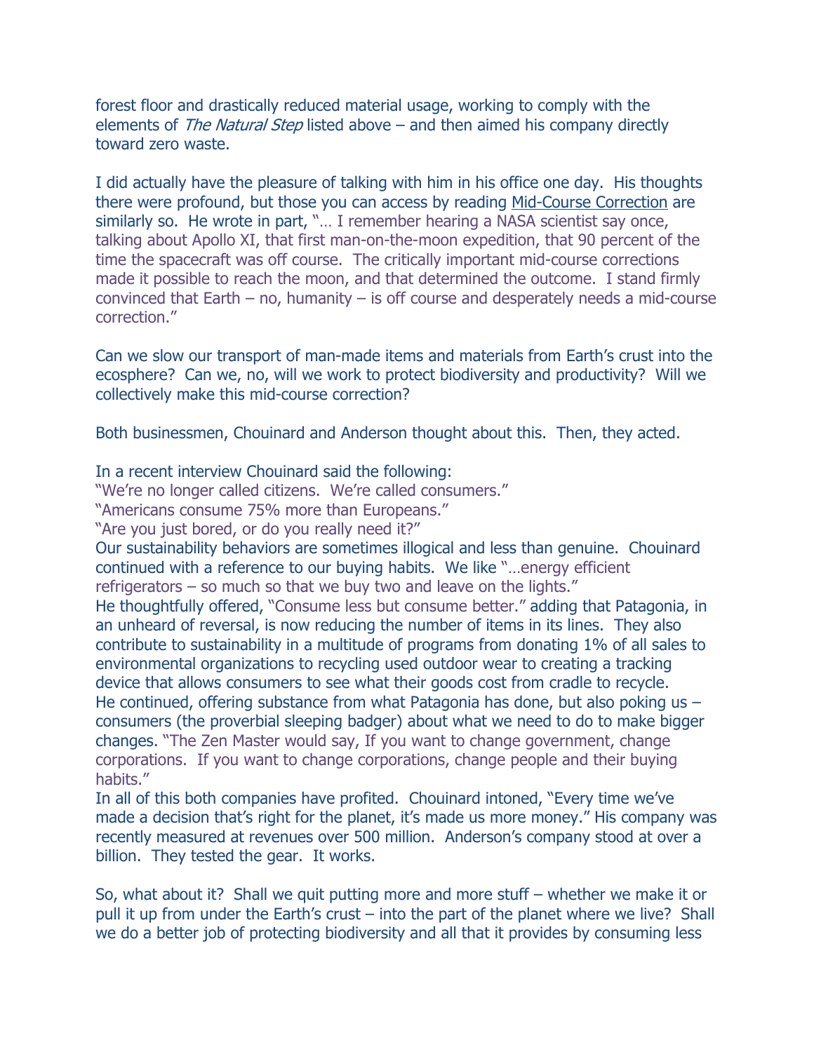forest floor and drastically reduced material usage, working to comply with the elements of *The Natural Step* listed above – and then aimed his company directly toward zero waste.

I did actually have the pleasure of talking with him in his office one day. His thoughts there were profound, but those you can access by reading Mid-Course Correction are similarly so. He wrote in part, "… I remember hearing a NASA scientist say once, talking about Apollo XI, that first man-on-the-moon expedition, that 90 percent of the time the spacecraft was off course. The critically important mid-course corrections made it possible to reach the moon, and that determined the outcome. I stand firmly convinced that Earth – no, humanity – is off course and desperately needs a mid-course correction."

Can we slow our transport of man-made items and materials from Earth's crust into the ecosphere? Can we, no, will we work to protect biodiversity and productivity? Will we collectively make this mid-course correction?

Both businessmen, Chouinard and Anderson thought about this. Then, they acted.

In a recent interview Chouinard said the following:
"We're no longer called citizens. We're called consumers."
"Americans consume 75% more than Europeans."
"Are you just bored, or do you really need it?"
Our sustainability behaviors are sometimes illogical and less than genuine. Chouinard continued with a reference to our buying habits. We like "…energy efficient refrigerators – so much so that we buy two and leave on the lights."
He thoughtfully offered, "Consume less but consume better." adding that Patagonia, in an unheard of reversal, is now reducing the number of items in its lines. They also contribute to sustainability in a multitude of programs from donating 1% of all sales to environmental organizations to recycling used outdoor wear to creating a tracking device that allows consumers to see what their goods cost from cradle to recycle.
He continued, offering substance from what Patagonia has done, but also poking us – consumers (the proverbial sleeping badger) about what we need to do to make bigger changes. "The Zen Master would say, If you want to change government, change corporations. If you want to change corporations, change people and their buying habits."
In all of this both companies have profited. Chouinard intoned, "Every time we've made a decision that's right for the planet, it's made us more money." His company was recently measured at revenues over 500 million. Anderson's company stood at over a billion. They tested the gear. It works.

So, what about it? Shall we quit putting more and more stuff – whether we make it or pull it up from under the Earth's crust – into the part of the planet where we live? Shall we do a better job of protecting biodiversity and all that it provides by consuming less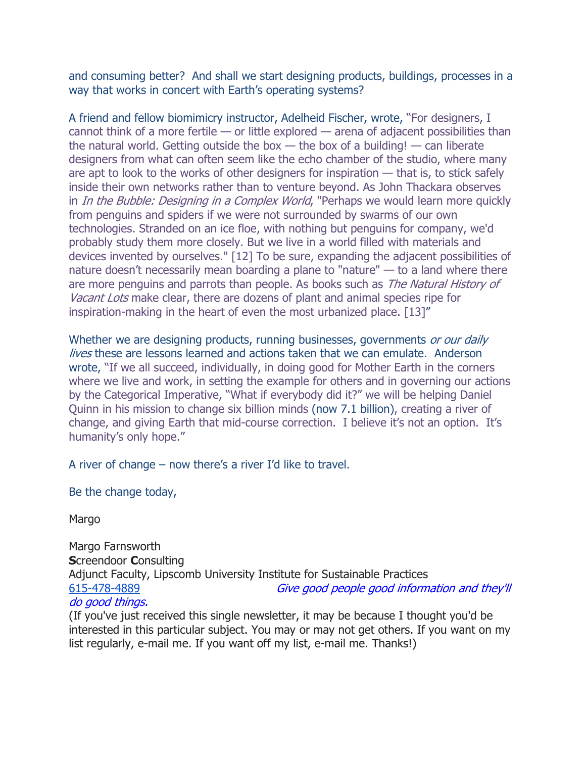and consuming better? And shall we start designing products, buildings, processes in a way that works in concert with Earth's operating systems?

A friend and fellow biomimicry instructor, Adelheid Fischer, wrote, "For designers, I cannot think of a more fertile — or little explored — arena of adjacent possibilities than the natural world. Getting outside the box — the box of a building! — can liberate designers from what can often seem like the echo chamber of the studio, where many are apt to look to the works of other designers for inspiration — that is, to stick safely inside their own networks rather than to venture beyond. As John Thackara observes in *In the Bubble: Designing in a Complex World*, "Perhaps we would learn more quickly from penguins and spiders if we were not surrounded by swarms of our own technologies. Stranded on an ice floe, with nothing but penguins for company, we'd probably study them more closely. But we live in a world filled with materials and devices invented by ourselves." [12] To be sure, expanding the adjacent possibilities of nature doesn't necessarily mean boarding a plane to "nature" — to a land where there are more penguins and parrots than people. As books such as *The Natural History of Vacant Lots* make clear, there are dozens of plant and animal species ripe for inspiration-making in the heart of even the most urbanized place. [13]"

Whether we are designing products, running businesses, governments *or our daily lives* these are lessons learned and actions taken that we can emulate. Anderson wrote, "If we all succeed, individually, in doing good for Mother Earth in the corners where we live and work, in setting the example for others and in governing our actions by the Categorical Imperative, "What if everybody did it?" we will be helping Daniel Quinn in his mission to change six billion minds (now 7.1 billion), creating a river of change, and giving Earth that mid-course correction. I believe it's not an option. It's humanity's only hope."

A river of change – now there's a river I'd like to travel.

Be the change today,

Margo

Margo Farnsworth
**S**creendoor **C**onsulting
Adjunct Faculty, Lipscomb University Institute for Sustainable Practices
615-478-4889 *Give good people good information and they'll do good things.*
(If you've just received this single newsletter, it may be because I thought you'd be interested in this particular subject. You may or may not get others. If you want on my list regularly, e-mail me. If you want off my list, e-mail me. Thanks!)